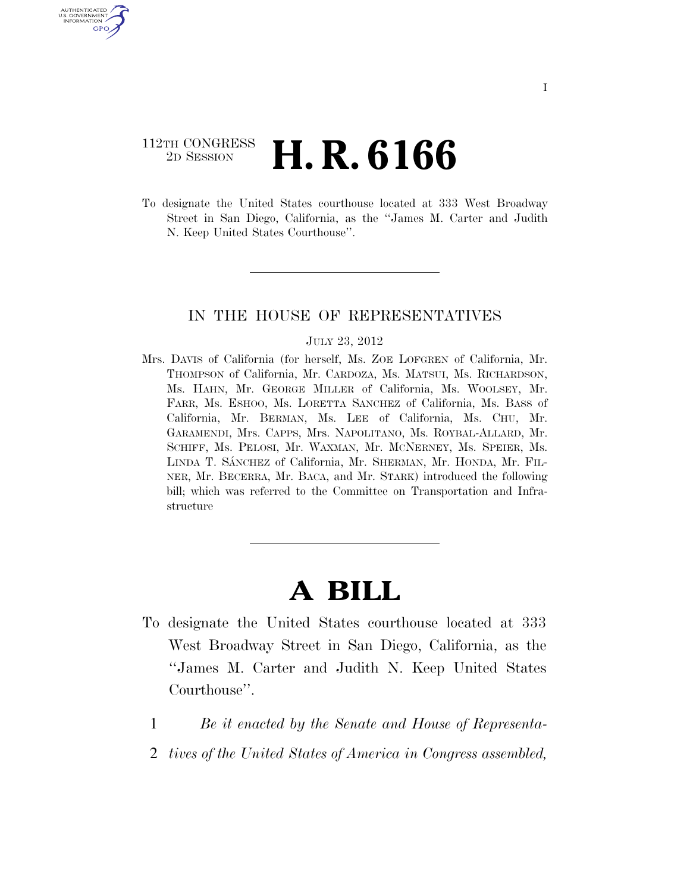112TH CONGRESS
2D SESSION

# H. R. 6166

To designate the United States courthouse located at 333 West Broadway Street in San Diego, California, as the "James M. Carter and Judith N. Keep United States Courthouse".

IN THE HOUSE OF REPRESENTATIVES

JULY 23, 2012

Mrs. DAVIS of California (for herself, Ms. ZOE LOFGREN of California, Mr. THOMPSON of California, Mr. CARDOZA, Ms. MATSUI, Ms. RICHARDSON, Ms. HAHN, Mr. GEORGE MILLER of California, Ms. WOOLSEY, Mr. FARR, Ms. ESHOO, Ms. LORETTA SANCHEZ of California, Ms. BASS of California, Mr. BERMAN, Ms. LEE of California, Ms. CHU, Mr. GARAMENDI, Mrs. CAPPS, Mrs. NAPOLITANO, Ms. ROYBAL-ALLARD, Mr. SCHIFF, Ms. PELOSI, Mr. WAXMAN, Mr. MCNERNEY, Ms. SPEIER, Ms. LINDA T. SÁNCHEZ of California, Mr. SHERMAN, Mr. HONDA, Mr. FILNER, Mr. BECERRA, Mr. BACA, and Mr. STARK) introduced the following bill; which was referred to the Committee on Transportation and Infrastructure

# A BILL

To designate the United States courthouse located at 333 West Broadway Street in San Diego, California, as the "James M. Carter and Judith N. Keep United States Courthouse".

1 *Be it enacted by the Senate and House of Representa-*
2 *tives of the United States of America in Congress assembled,*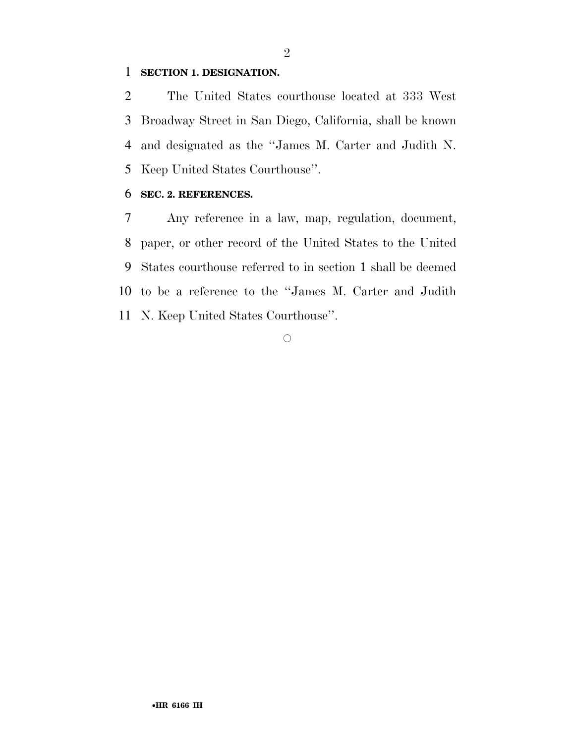**SECTION 1. DESIGNATION.**

The United States courthouse located at 333 West Broadway Street in San Diego, California, shall be known and designated as the ''James M. Carter and Judith N. Keep United States Courthouse''.

**SEC. 2. REFERENCES.**

Any reference in a law, map, regulation, document, paper, or other record of the United States to the United States courthouse referred to in section 1 shall be deemed to be a reference to the ''James M. Carter and Judith N. Keep United States Courthouse''.